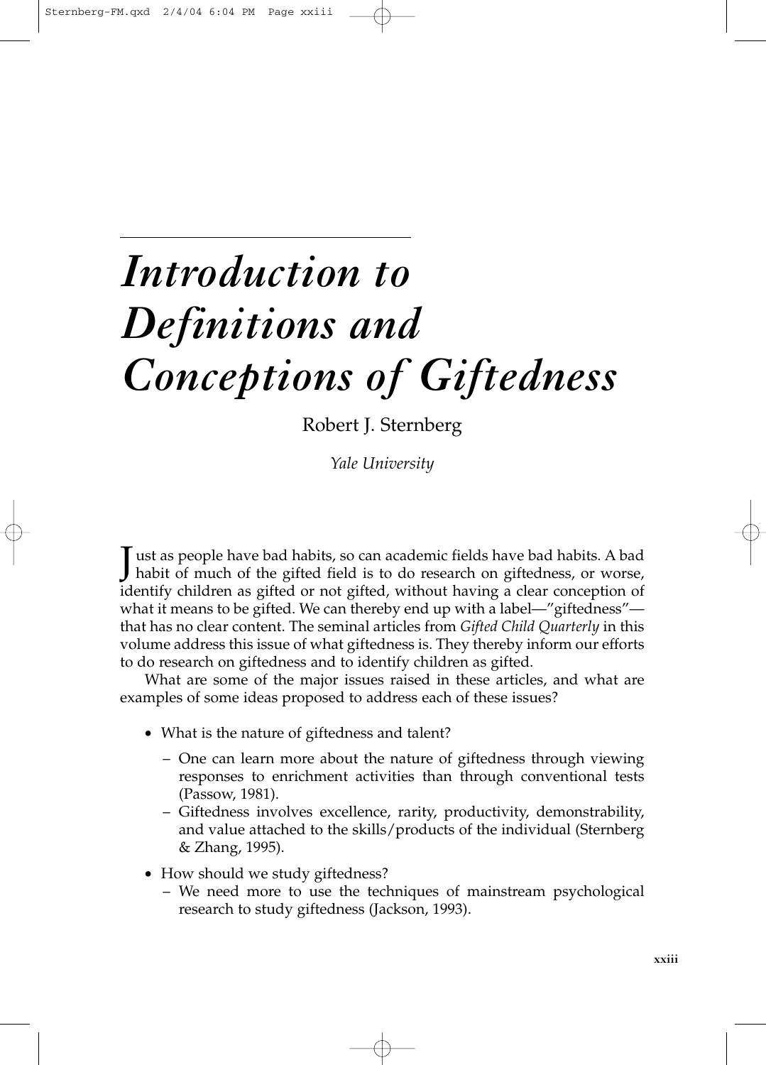# *Introduction to Definitions and Conceptions of Giftedness*

Robert J. Sternberg

*Yale University*

Just as people have bad habits, so can academic fields have bad habits. A bad habit of much of the gifted field is to do research on giftedness, or worse, identify children as gifted or not gifted, without having a clear conception of what it means to be gifted. We can thereby end up with a label—"giftedness"—that has no clear content. The seminal articles from *Gifted Child Quarterly* in this volume address this issue of what giftedness is. They thereby inform our efforts to do research on giftedness and to identify children as gifted.

What are some of the major issues raised in these articles, and what are examples of some ideas proposed to address each of these issues?

- What is the nature of giftedness and talent?
  - One can learn more about the nature of giftedness through viewing responses to enrichment activities than through conventional tests (Passow, 1981).
  - Giftedness involves excellence, rarity, productivity, demonstrability, and value attached to the skills/products of the individual (Sternberg & Zhang, 1995).
- How should we study giftedness?
  - We need more to use the techniques of mainstream psychological research to study giftedness (Jackson, 1993).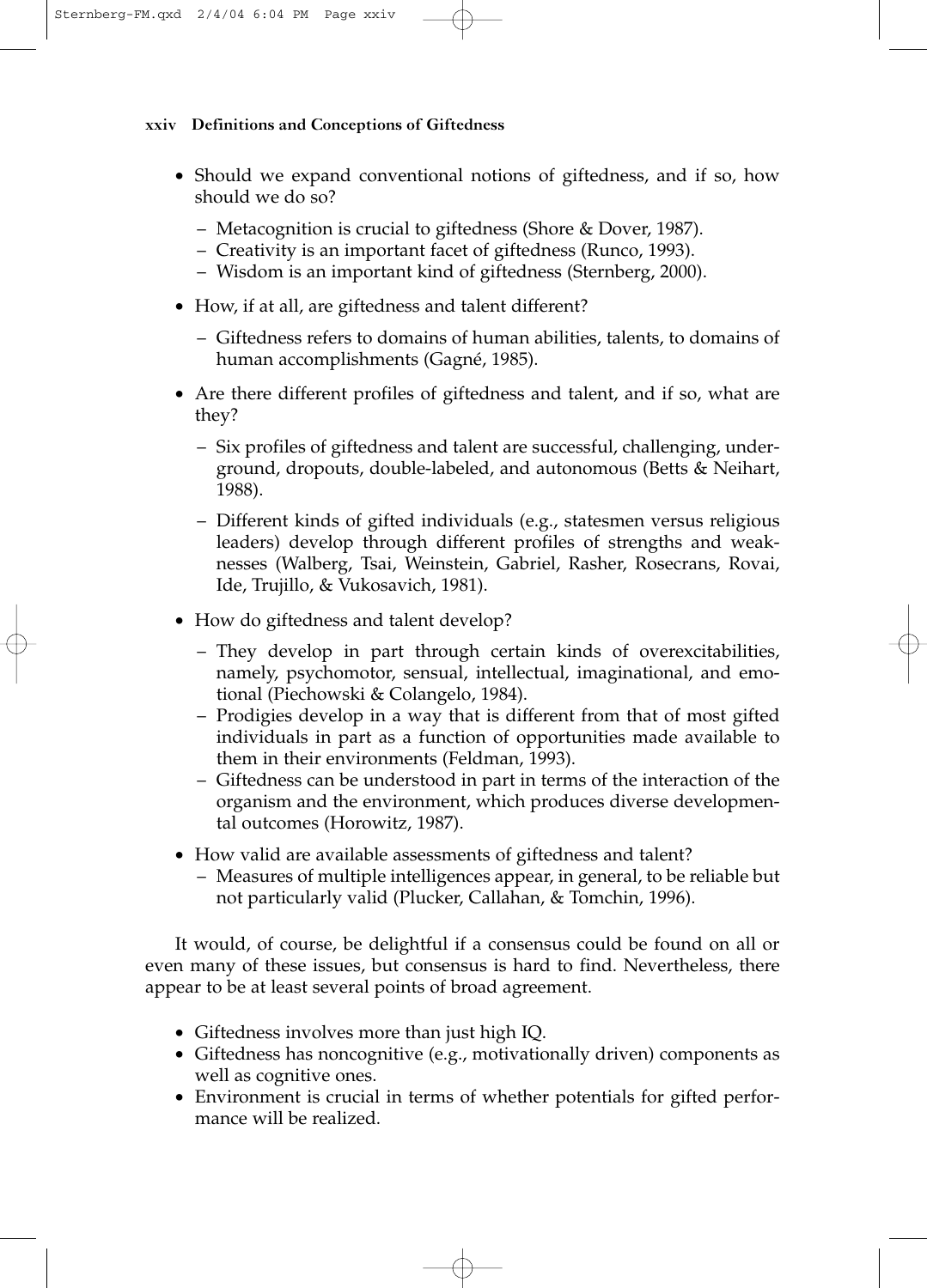- Should we expand conventional notions of giftedness, and if so, how should we do so?
  - Metacognition is crucial to giftedness (Shore & Dover, 1987).
  - Creativity is an important facet of giftedness (Runco, 1993).
  - Wisdom is an important kind of giftedness (Sternberg, 2000).
- How, if at all, are giftedness and talent different?
  - Giftedness refers to domains of human abilities, talents, to domains of human accomplishments (Gagné, 1985).
- Are there different profiles of giftedness and talent, and if so, what are they?
  - Six profiles of giftedness and talent are successful, challenging, underground, dropouts, double-labeled, and autonomous (Betts & Neihart, 1988).
  - Different kinds of gifted individuals (e.g., statesmen versus religious leaders) develop through different profiles of strengths and weaknesses (Walberg, Tsai, Weinstein, Gabriel, Rasher, Rosecrans, Rovai, Ide, Trujillo, & Vukosavich, 1981).
- How do giftedness and talent develop?
  - They develop in part through certain kinds of overexcitabilities, namely, psychomotor, sensual, intellectual, imaginational, and emotional (Piechowski & Colangelo, 1984).
  - Prodigies develop in a way that is different from that of most gifted individuals in part as a function of opportunities made available to them in their environments (Feldman, 1993).
  - Giftedness can be understood in part in terms of the interaction of the organism and the environment, which produces diverse developmental outcomes (Horowitz, 1987).
- How valid are available assessments of giftedness and talent?
  - Measures of multiple intelligences appear, in general, to be reliable but not particularly valid (Plucker, Callahan, & Tomchin, 1996).

It would, of course, be delightful if a consensus could be found on all or even many of these issues, but consensus is hard to find. Nevertheless, there appear to be at least several points of broad agreement.

- Giftedness involves more than just high IQ.
- Giftedness has noncognitive (e.g., motivationally driven) components as well as cognitive ones.
- Environment is crucial in terms of whether potentials for gifted performance will be realized.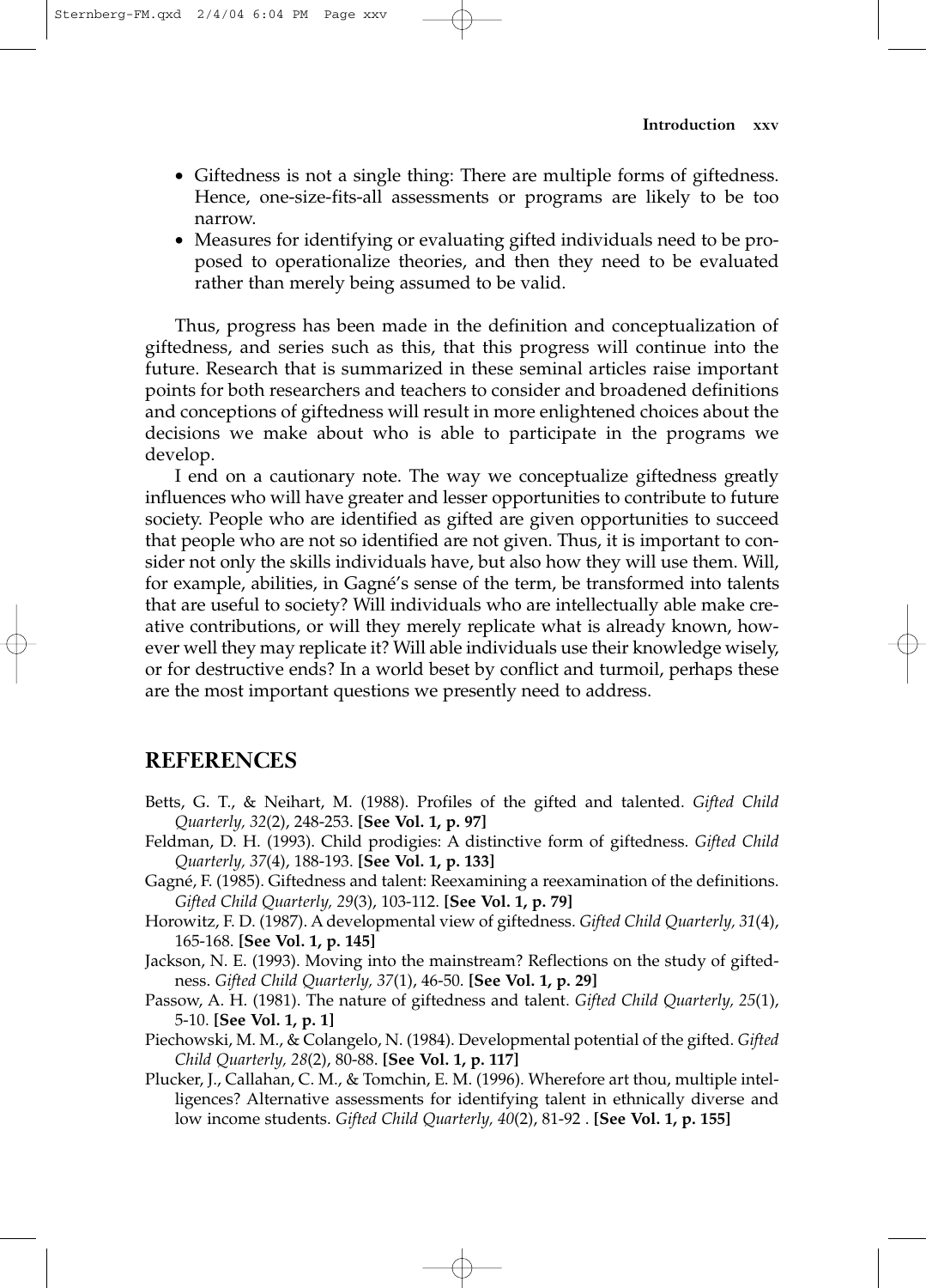- Giftedness is not a single thing: There are multiple forms of giftedness. Hence, one-size-fits-all assessments or programs are likely to be too narrow.
- Measures for identifying or evaluating gifted individuals need to be proposed to operationalize theories, and then they need to be evaluated rather than merely being assumed to be valid.

Thus, progress has been made in the definition and conceptualization of giftedness, and series such as this, that this progress will continue into the future. Research that is summarized in these seminal articles raise important points for both researchers and teachers to consider and broadened definitions and conceptions of giftedness will result in more enlightened choices about the decisions we make about who is able to participate in the programs we develop.

I end on a cautionary note. The way we conceptualize giftedness greatly influences who will have greater and lesser opportunities to contribute to future society. People who are identified as gifted are given opportunities to succeed that people who are not so identified are not given. Thus, it is important to consider not only the skills individuals have, but also how they will use them. Will, for example, abilities, in Gagné's sense of the term, be transformed into talents that are useful to society? Will individuals who are intellectually able make creative contributions, or will they merely replicate what is already known, however well they may replicate it? Will able individuals use their knowledge wisely, or for destructive ends? In a world beset by conflict and turmoil, perhaps these are the most important questions we presently need to address.

## REFERENCES

Betts, G. T., & Neihart, M. (1988). Profiles of the gifted and talented. *Gifted Child Quarterly, 32*(2), 248-253. **[See Vol. 1, p. 97]**

Feldman, D. H. (1993). Child prodigies: A distinctive form of giftedness. *Gifted Child Quarterly, 37*(4), 188-193. **[See Vol. 1, p. 133]**

Gagné, F. (1985). Giftedness and talent: Reexamining a reexamination of the definitions. *Gifted Child Quarterly, 29*(3), 103-112. **[See Vol. 1, p. 79]**

Horowitz, F. D. (1987). A developmental view of giftedness. *Gifted Child Quarterly, 31*(4), 165-168. **[See Vol. 1, p. 145]**

Jackson, N. E. (1993). Moving into the mainstream? Reflections on the study of giftedness. *Gifted Child Quarterly, 37*(1), 46-50. **[See Vol. 1, p. 29]**

Passow, A. H. (1981). The nature of giftedness and talent. *Gifted Child Quarterly, 25*(1), 5-10. **[See Vol. 1, p. 1]**

Piechowski, M. M., & Colangelo, N. (1984). Developmental potential of the gifted. *Gifted Child Quarterly, 28*(2), 80-88. **[See Vol. 1, p. 117]**

Plucker, J., Callahan, C. M., & Tomchin, E. M. (1996). Wherefore art thou, multiple intelligences? Alternative assessments for identifying talent in ethnically diverse and low income students. *Gifted Child Quarterly, 40*(2), 81-92 . **[See Vol. 1, p. 155]**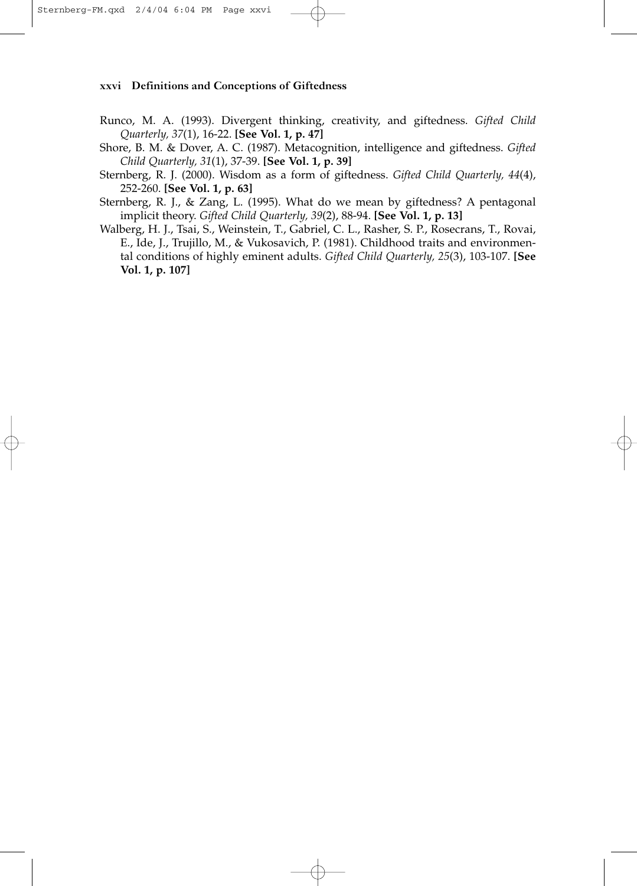Runco, M. A. (1993). Divergent thinking, creativity, and giftedness. *Gifted Child Quarterly, 37*(1), 16-22. **[See Vol. 1, p. 47]**

Shore, B. M. & Dover, A. C. (1987). Metacognition, intelligence and giftedness. *Gifted Child Quarterly, 31*(1), 37-39. **[See Vol. 1, p. 39]**

Sternberg, R. J. (2000). Wisdom as a form of giftedness. *Gifted Child Quarterly, 44*(4), 252-260. **[See Vol. 1, p. 63]**

Sternberg, R. J., & Zang, L. (1995). What do we mean by giftedness? A pentagonal implicit theory. *Gifted Child Quarterly, 39*(2), 88-94. **[See Vol. 1, p. 13]**

Walberg, H. J., Tsai, S., Weinstein, T., Gabriel, C. L., Rasher, S. P., Rosecrans, T., Rovai, E., Ide, J., Trujillo, M., & Vukosavich, P. (1981). Childhood traits and environmental conditions of highly eminent adults. *Gifted Child Quarterly, 25*(3), 103-107. **[See Vol. 1, p. 107]**